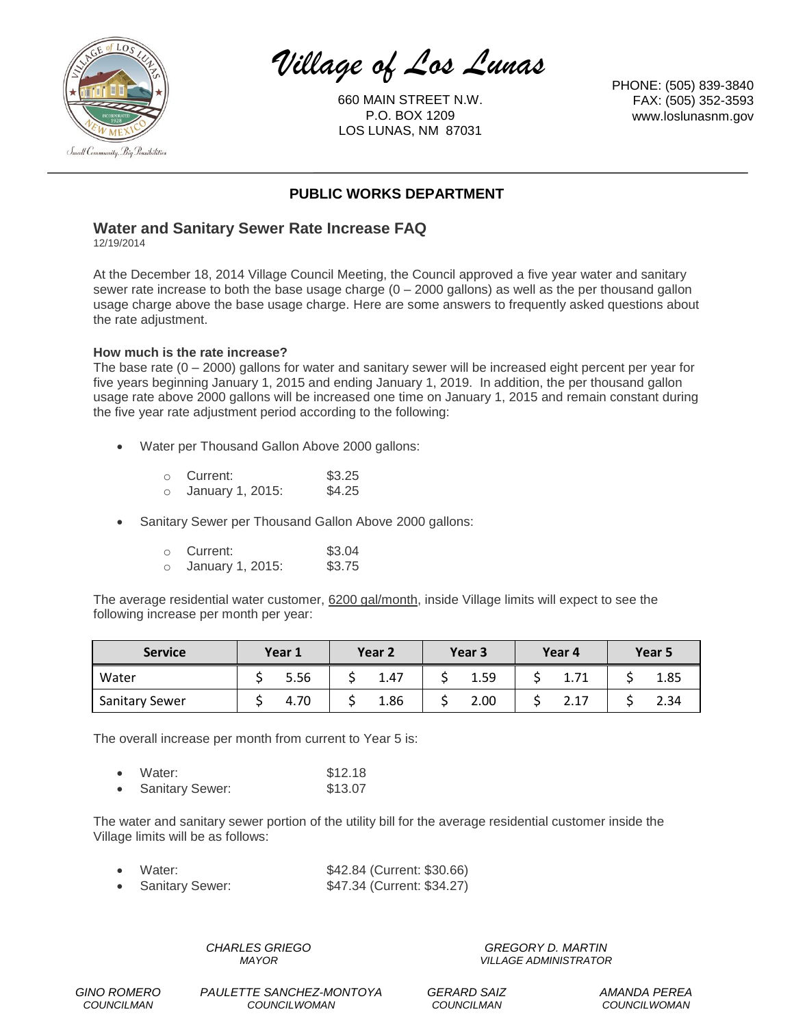# Village of Los Lunas

660 MAIN STREET N.W.
P.O. BOX 1209
LOS LUNAS, NM 87031

PHONE: (505) 839-3840
FAX: (505) 352-3593
www.loslunasnm.gov

## PUBLIC WORKS DEPARTMENT

### Water and Sanitary Sewer Rate Increase FAQ

12/19/2014

At the December 18, 2014 Village Council Meeting, the Council approved a five year water and sanitary sewer rate increase to both the base usage charge (0 – 2000 gallons) as well as the per thousand gallon usage charge above the base usage charge. Here are some answers to frequently asked questions about the rate adjustment.

**How much is the rate increase?**

The base rate (0 – 2000) gallons for water and sanitary sewer will be increased eight percent per year for five years beginning January 1, 2015 and ending January 1, 2019. In addition, the per thousand gallon usage rate above 2000 gallons will be increased one time on January 1, 2015 and remain constant during the five year rate adjustment period according to the following:

- Water per Thousand Gallon Above 2000 gallons:
  - Current: $3.25
  - January 1, 2015: $4.25
- Sanitary Sewer per Thousand Gallon Above 2000 gallons:
  - Current: $3.04
  - January 1, 2015: $3.75

The average residential water customer, 6200 gal/month, inside Village limits will expect to see the following increase per month per year:

| Service | Year 1 | Year 2 | Year 3 | Year 4 | Year 5 |
|---|---|---|---|---|---|
| Water | $ 5.56 | $ 1.47 | $ 1.59 | $ 1.71 | $ 1.85 |
| Sanitary Sewer | $ 4.70 | $ 1.86 | $ 2.00 | $ 2.17 | $ 2.34 |

The overall increase per month from current to Year 5 is:

- Water: $12.18
- Sanitary Sewer: $13.07

The water and sanitary sewer portion of the utility bill for the average residential customer inside the Village limits will be as follows:

- Water: $42.84 (Current: $30.66)
- Sanitary Sewer: $47.34 (Current: $34.27)

*CHARLES GRIEGO*
*MAYOR*

*GREGORY D. MARTIN*
*VILLAGE ADMINISTRATOR*

*GINO ROMERO*
*COUNCILMAN*

*PAULETTE SANCHEZ-MONTOYA*
*COUNCILWOMAN*

*GERARD SAIZ*
*COUNCILMAN*

*AMANDA PEREA*
*COUNCILWOMAN*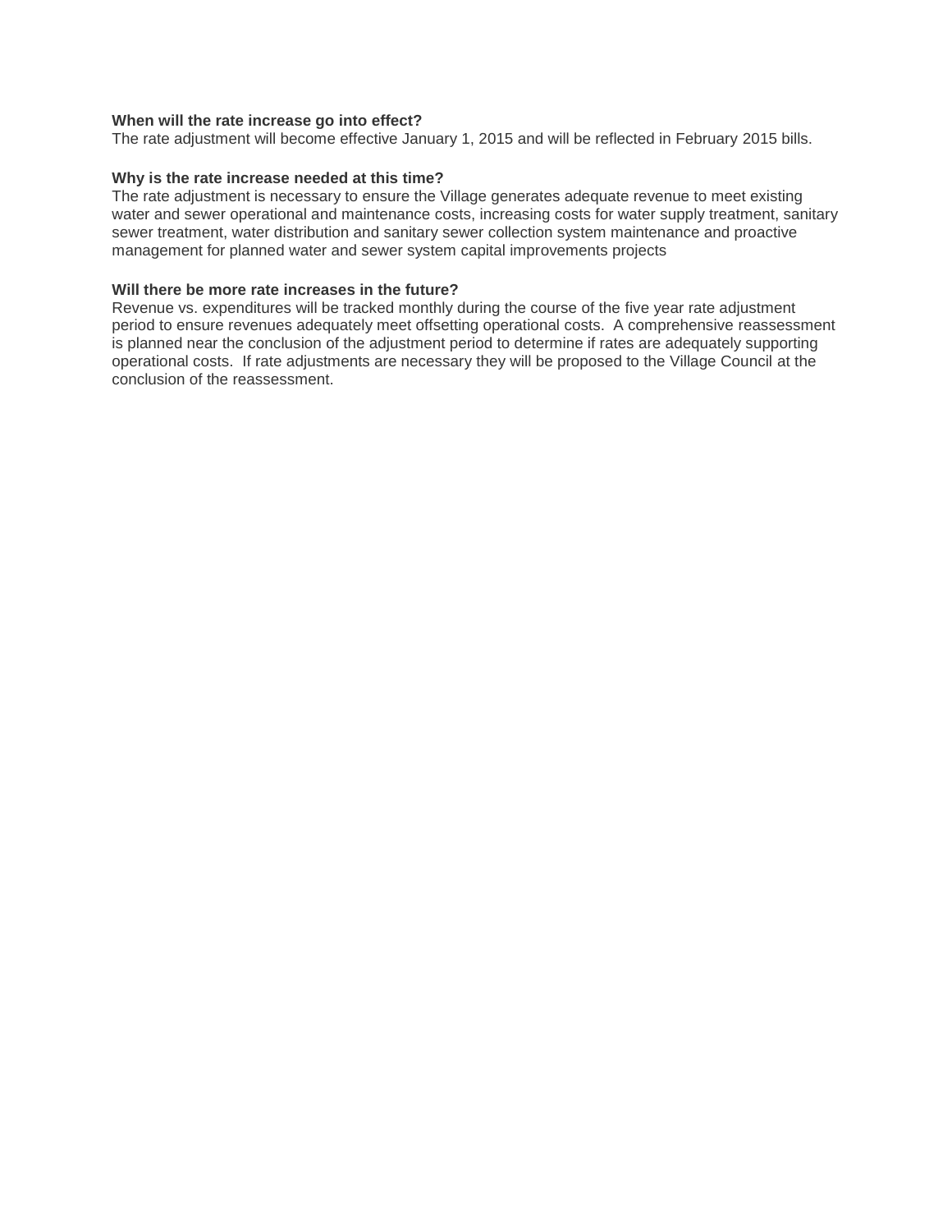**When will the rate increase go into effect?**
The rate adjustment will become effective January 1, 2015 and will be reflected in February 2015 bills.

**Why is the rate increase needed at this time?**
The rate adjustment is necessary to ensure the Village generates adequate revenue to meet existing water and sewer operational and maintenance costs, increasing costs for water supply treatment, sanitary sewer treatment, water distribution and sanitary sewer collection system maintenance and proactive management for planned water and sewer system capital improvements projects

**Will there be more rate increases in the future?**
Revenue vs. expenditures will be tracked monthly during the course of the five year rate adjustment period to ensure revenues adequately meet offsetting operational costs. A comprehensive reassessment is planned near the conclusion of the adjustment period to determine if rates are adequately supporting operational costs. If rate adjustments are necessary they will be proposed to the Village Council at the conclusion of the reassessment.